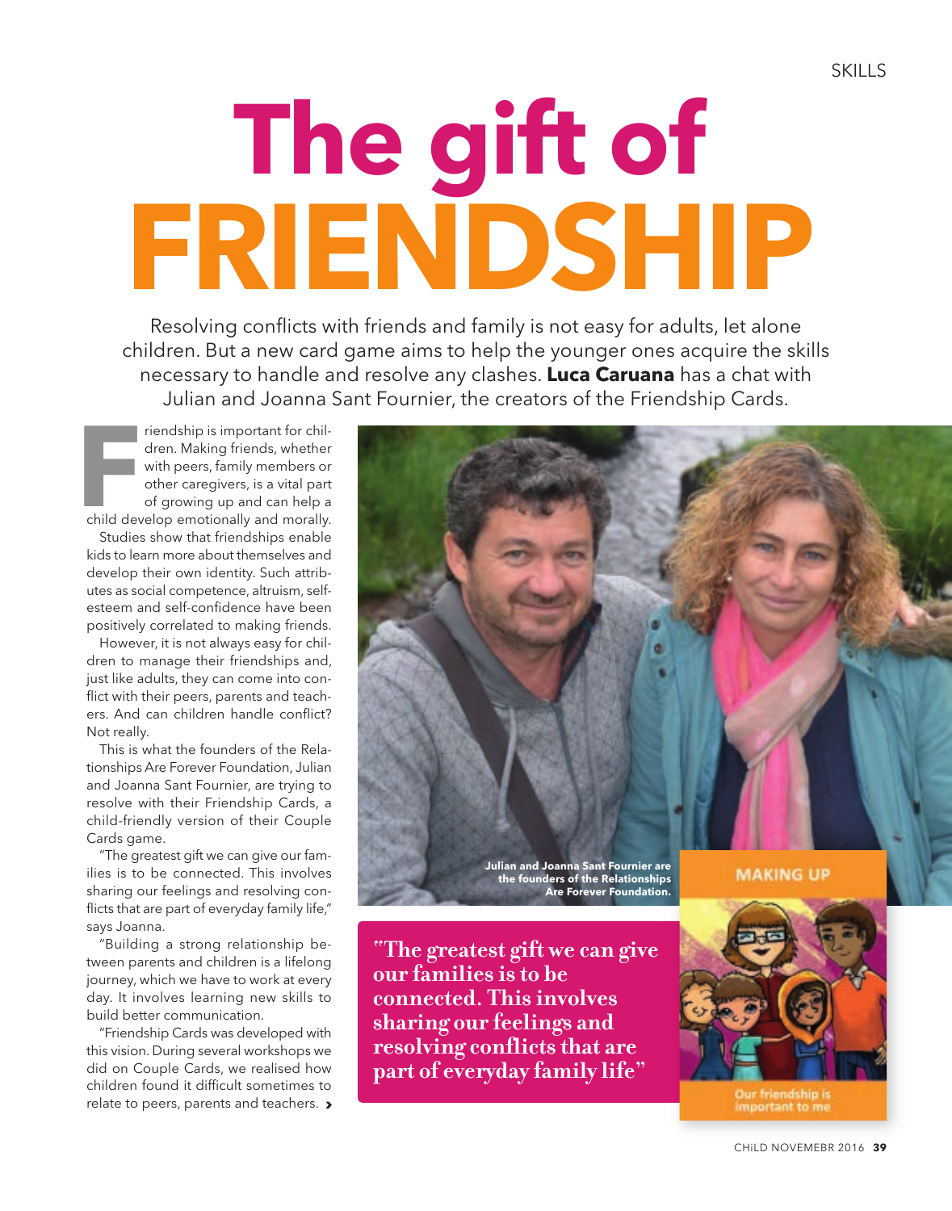SKILLS

# The gift of FRIENDSHIP

Resolving conflicts with friends and family is not easy for adults, let alone children. But a new card game aims to help the younger ones acquire the skills necessary to handle and resolve any clashes. **Luca Caruana** has a chat with Julian and Joanna Sant Fournier, the creators of the Friendship Cards.

Friendship is important for children. Making friends, whether with peers, family members or other caregivers, is a vital part of growing up and can help a child develop emotionally and morally.

Studies show that friendships enable kids to learn more about themselves and develop their own identity. Such attributes as social competence, altruism, self-esteem and self-confidence have been positively correlated to making friends.

However, it is not always easy for children to manage their friendships and, just like adults, they can come into conflict with their peers, parents and teachers. And can children handle conflict? Not really.

This is what the founders of the Relationships Are Forever Foundation, Julian and Joanna Sant Fournier, are trying to resolve with their Friendship Cards, a child-friendly version of their Couple Cards game.

"The greatest gift we can give our families is to be connected. This involves sharing our feelings and resolving conflicts that are part of everyday family life," says Joanna.

"Building a strong relationship between parents and children is a lifelong journey, which we have to work at every day. It involves learning new skills to build better communication.

"Friendship Cards was developed with this vision. During several workshops we did on Couple Cards, we realised how children found it difficult sometimes to relate to peers, parents and teachers.

Julian and Joanna Sant Fournier are the founders of the Relationships Are Forever Foundation.

> **"The greatest gift we can give our families is to be connected. This involves sharing our feelings and resolving conflicts that are part of everyday family life"**

MAKING UP

Our friendship is important to me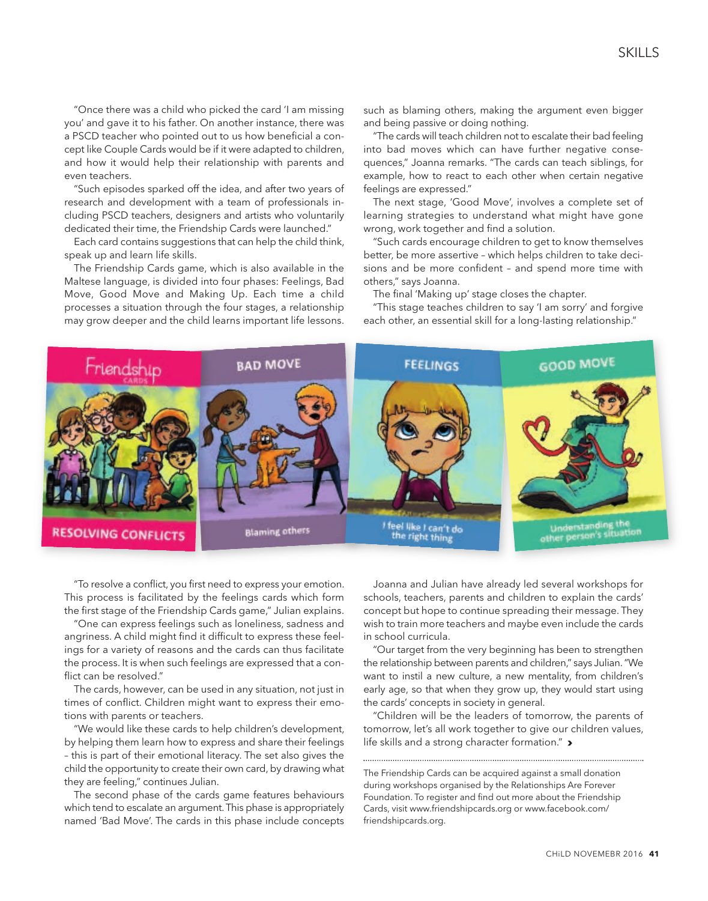"Once there was a child who picked the card 'I am missing you' and gave it to his father. On another instance, there was a PSCD teacher who pointed out to us how beneficial a concept like Couple Cards would be if it were adapted to children, and how it would help their relationship with parents and even teachers.

"Such episodes sparked off the idea, and after two years of research and development with a team of professionals including PSCD teachers, designers and artists who voluntarily dedicated their time, the Friendship Cards were launched."

Each card contains suggestions that can help the child think, speak up and learn life skills.

The Friendship Cards game, which is also available in the Maltese language, is divided into four phases: Feelings, Bad Move, Good Move and Making Up. Each time a child processes a situation through the four stages, a relationship may grow deeper and the child learns important life lessons.

such as blaming others, making the argument even bigger and being passive or doing nothing.

"The cards will teach children not to escalate their bad feeling into bad moves which can have further negative consequences," Joanna remarks. "The cards can teach siblings, for example, how to react to each other when certain negative feelings are expressed."

The next stage, 'Good Move', involves a complete set of learning strategies to understand what might have gone wrong, work together and find a solution.

"Such cards encourage children to get to know themselves better, be more assertive – which helps children to take decisions and be more confident – and spend more time with others," says Joanna.

The final 'Making up' stage closes the chapter.

"This stage teaches children to say 'I am sorry' and forgive each other, an essential skill for a long-lasting relationship."

Friendship CARDS – RESOLVING CONFLICTS | BAD MOVE – Blaming others | FEELINGS – I feel like I can't do the right thing | GOOD MOVE – Understanding the other person's situation

"To resolve a conflict, you first need to express your emotion. This process is facilitated by the feelings cards which form the first stage of the Friendship Cards game," Julian explains.

"One can express feelings such as loneliness, sadness and angriness. A child might find it difficult to express these feelings for a variety of reasons and the cards can thus facilitate the process. It is when such feelings are expressed that a conflict can be resolved."

The cards, however, can be used in any situation, not just in times of conflict. Children might want to express their emotions with parents or teachers.

"We would like these cards to help children's development, by helping them learn how to express and share their feelings – this is part of their emotional literacy. The set also gives the child the opportunity to create their own card, by drawing what they are feeling," continues Julian.

The second phase of the cards game features behaviours which tend to escalate an argument. This phase is appropriately named 'Bad Move'. The cards in this phase include concepts

Joanna and Julian have already led several workshops for schools, teachers, parents and children to explain the cards' concept but hope to continue spreading their message. They wish to train more teachers and maybe even include the cards in school curricula.

"Our target from the very beginning has been to strengthen the relationship between parents and children," says Julian. "We want to instil a new culture, a new mentality, from children's early age, so that when they grow up, they would start using the cards' concepts in society in general.

"Children will be the leaders of tomorrow, the parents of tomorrow, let's all work together to give our children values, life skills and a strong character formation." ›

---

The Friendship Cards can be acquired against a small donation during workshops organised by the Relationships Are Forever Foundation. To register and find out more about the Friendship Cards, visit www.friendshipcards.org or www.facebook.com/friendshipcards.org.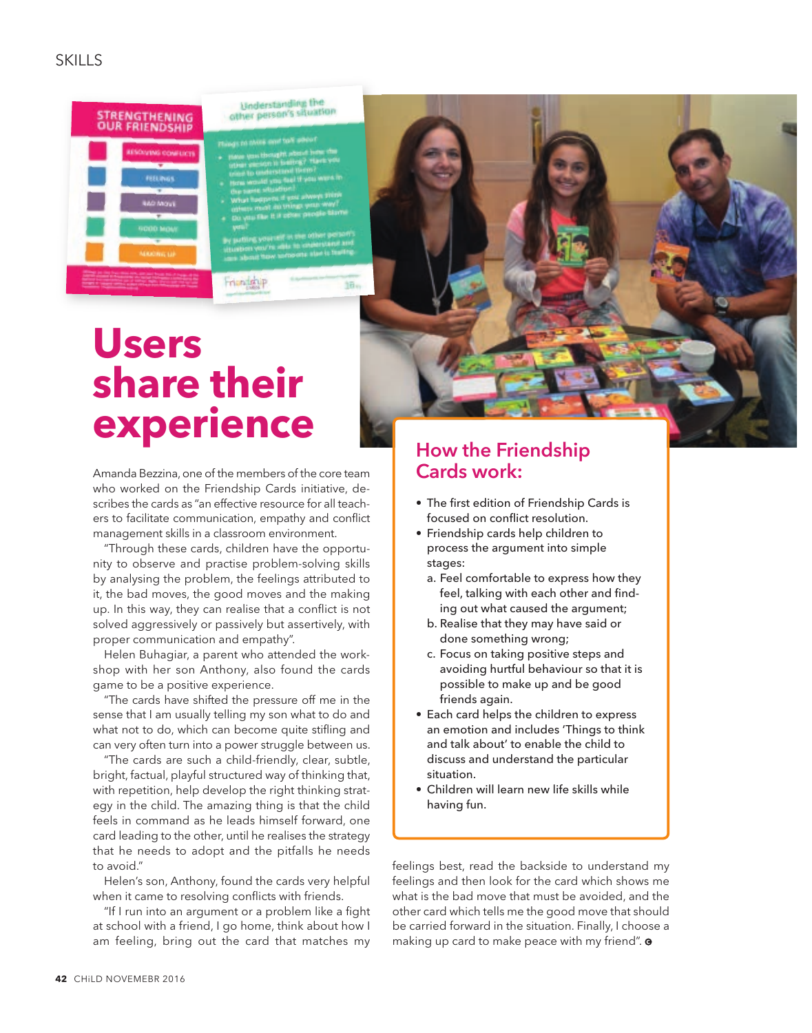# Users share their experience

Amanda Bezzina, one of the members of the core team who worked on the Friendship Cards initiative, describes the cards as "an effective resource for all teachers to facilitate communication, empathy and conflict management skills in a classroom environment.

"Through these cards, children have the opportunity to observe and practise problem-solving skills by analysing the problem, the feelings attributed to it, the bad moves, the good moves and the making up. In this way, they can realise that a conflict is not solved aggressively or passively but assertively, with proper communication and empathy".

Helen Buhagiar, a parent who attended the workshop with her son Anthony, also found the cards game to be a positive experience.

"The cards have shifted the pressure off me in the sense that I am usually telling my son what to do and what not to do, which can become quite stifling and can very often turn into a power struggle between us.

"The cards are such a child-friendly, clear, subtle, bright, factual, playful structured way of thinking that, with repetition, help develop the right thinking strategy in the child. The amazing thing is that the child feels in command as he leads himself forward, one card leading to the other, until he realises the strategy that he needs to adopt and the pitfalls he needs to avoid."

Helen's son, Anthony, found the cards very helpful when it came to resolving conflicts with friends.

"If I run into an argument or a problem like a fight at school with a friend, I go home, think about how I am feeling, bring out the card that matches my feelings best, read the backside to understand my feelings and then look for the card which shows me what is the bad move that must be avoided, and the other card which tells me the good move that should be carried forward in the situation. Finally, I choose a making up card to make peace with my friend".

## How the Friendship Cards work:

- The first edition of Friendship Cards is focused on conflict resolution.
- Friendship cards help children to process the argument into simple stages:
  a. Feel comfortable to express how they feel, talking with each other and finding out what caused the argument;
  b. Realise that they may have said or done something wrong;
  c. Focus on taking positive steps and avoiding hurtful behaviour so that it is possible to make up and be good friends again.
- Each card helps the children to express an emotion and includes 'Things to think and talk about' to enable the child to discuss and understand the particular situation.
- Children will learn new life skills while having fun.